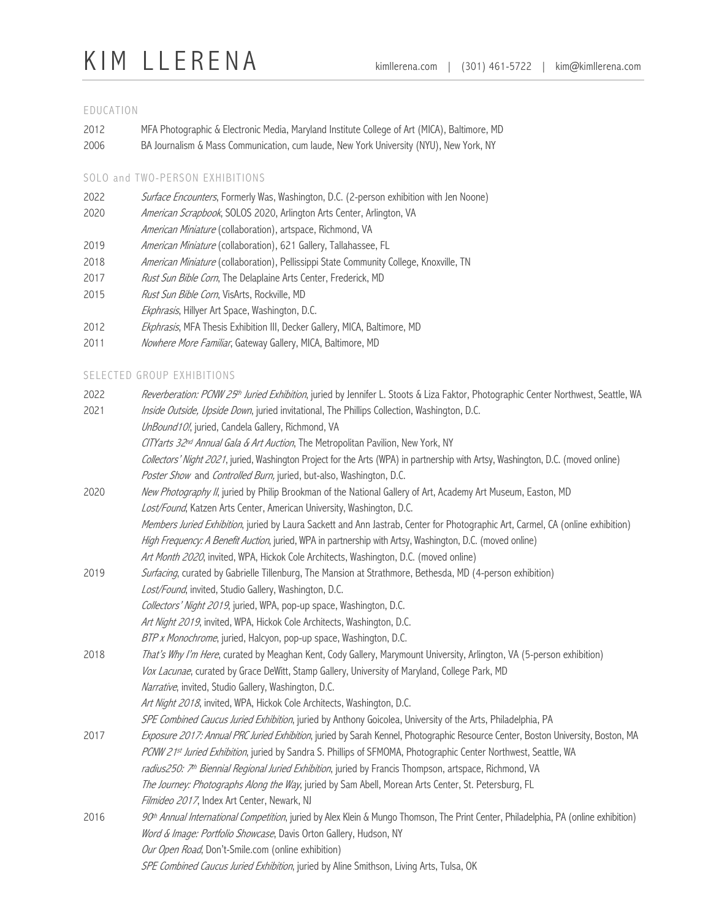# KIM LLERENA

kimllerena.com | (301) 461-5722 | kim@kimllerena.com

## EDUCATION

2012 MFA Photographic & Electronic Media, Maryland Institute College of Art (MICA), Baltimore, MD

2006 BA Journalism & Mass Communication, cum laude, New York University (NYU), New York, NY

## SOLO and TWO-PERSON EXHIBITIONS

2022 *Surface Encounters*, Formerly Was, Washington, D.C. (2-person exhibition with Jen Noone)

2020 *American Scrapbook*, SOLOS 2020, Arlington Arts Center, Arlington, VA

*American Miniature* (collaboration), artspace, Richmond, VA

2019 *American Miniature* (collaboration), 621 Gallery, Tallahassee, FL

2018 *American Miniature* (collaboration), Pellissippi State Community College, Knoxville, TN

2017 *Rust Sun Bible Corn*, The Delaplaine Arts Center, Frederick, MD

2015 *Rust Sun Bible Corn*, VisArts, Rockville, MD

*Ekphrasis*, Hillyer Art Space, Washington, D.C.

2012 *Ekphrasis*, MFA Thesis Exhibition III, Decker Gallery, MICA, Baltimore, MD

2011 *Nowhere More Familiar*, Gateway Gallery, MICA, Baltimore, MD

## SELECTED GROUP EXHIBITIONS

2022 *Reverberation: PCNW 25th Juried Exhibition*, juried by Jennifer L. Stoots & Liza Faktor, Photographic Center Northwest, Seattle, WA

2021 *Inside Outside, Upside Down*, juried invitational, The Phillips Collection, Washington, D.C.

*UnBound10!*, juried, Candela Gallery, Richmond, VA

*CITYarts 32nd Annual Gala & Art Auction*, The Metropolitan Pavilion, New York, NY

*Collectors' Night 2021*, juried, Washington Project for the Arts (WPA) in partnership with Artsy, Washington, D.C. (moved online)

*Poster Show* and *Controlled Burn*, juried, but-also, Washington, D.C.

2020 *New Photography II*, juried by Philip Brookman of the National Gallery of Art, Academy Art Museum, Easton, MD

*Lost/Found*, Katzen Arts Center, American University, Washington, D.C.

*Members Juried Exhibition*, juried by Laura Sackett and Ann Jastrab, Center for Photographic Art, Carmel, CA (online exhibition)

*High Frequency: A Benefit Auction*, juried, WPA in partnership with Artsy, Washington, D.C. (moved online)

*Art Month 2020*, invited, WPA, Hickok Cole Architects, Washington, D.C. (moved online)

2019 *Surfacing*, curated by Gabrielle Tillenburg, The Mansion at Strathmore, Bethesda, MD (4-person exhibition)

*Lost/Found*, invited, Studio Gallery, Washington, D.C.

*Collectors' Night 2019*, juried, WPA, pop-up space, Washington, D.C.

*Art Night 2019*, invited, WPA, Hickok Cole Architects, Washington, D.C.

*BTP x Monochrome*, juried, Halcyon, pop-up space, Washington, D.C.

2018 *That's Why I'm Here*, curated by Meaghan Kent, Cody Gallery, Marymount University, Arlington, VA (5-person exhibition)

*Vox Lacunae*, curated by Grace DeWitt, Stamp Gallery, University of Maryland, College Park, MD

*Narrative*, invited, Studio Gallery, Washington, D.C.

*Art Night 2018*, invited, WPA, Hickok Cole Architects, Washington, D.C.

*SPE Combined Caucus Juried Exhibition*, juried by Anthony Goicolea, University of the Arts, Philadelphia, PA

2017 *Exposure 2017: Annual PRC Juried Exhibition*, juried by Sarah Kennel, Photographic Resource Center, Boston University, Boston, MA

*PCNW 21st Juried Exhibition*, juried by Sandra S. Phillips of SFMOMA, Photographic Center Northwest, Seattle, WA

*radius250: 7th Biennial Regional Juried Exhibition*, juried by Francis Thompson, artspace, Richmond, VA

*The Journey: Photographs Along the Way*, juried by Sam Abell, Morean Arts Center, St. Petersburg, FL

*Filmideo 2017*, Index Art Center, Newark, NJ

2016 *90th Annual International Competition*, juried by Alex Klein & Mungo Thomson, The Print Center, Philadelphia, PA (online exhibition)

*Word & Image: Portfolio Showcase*, Davis Orton Gallery, Hudson, NY

*Our Open Road*, Don't-Smile.com (online exhibition)

*SPE Combined Caucus Juried Exhibition*, juried by Aline Smithson, Living Arts, Tulsa, OK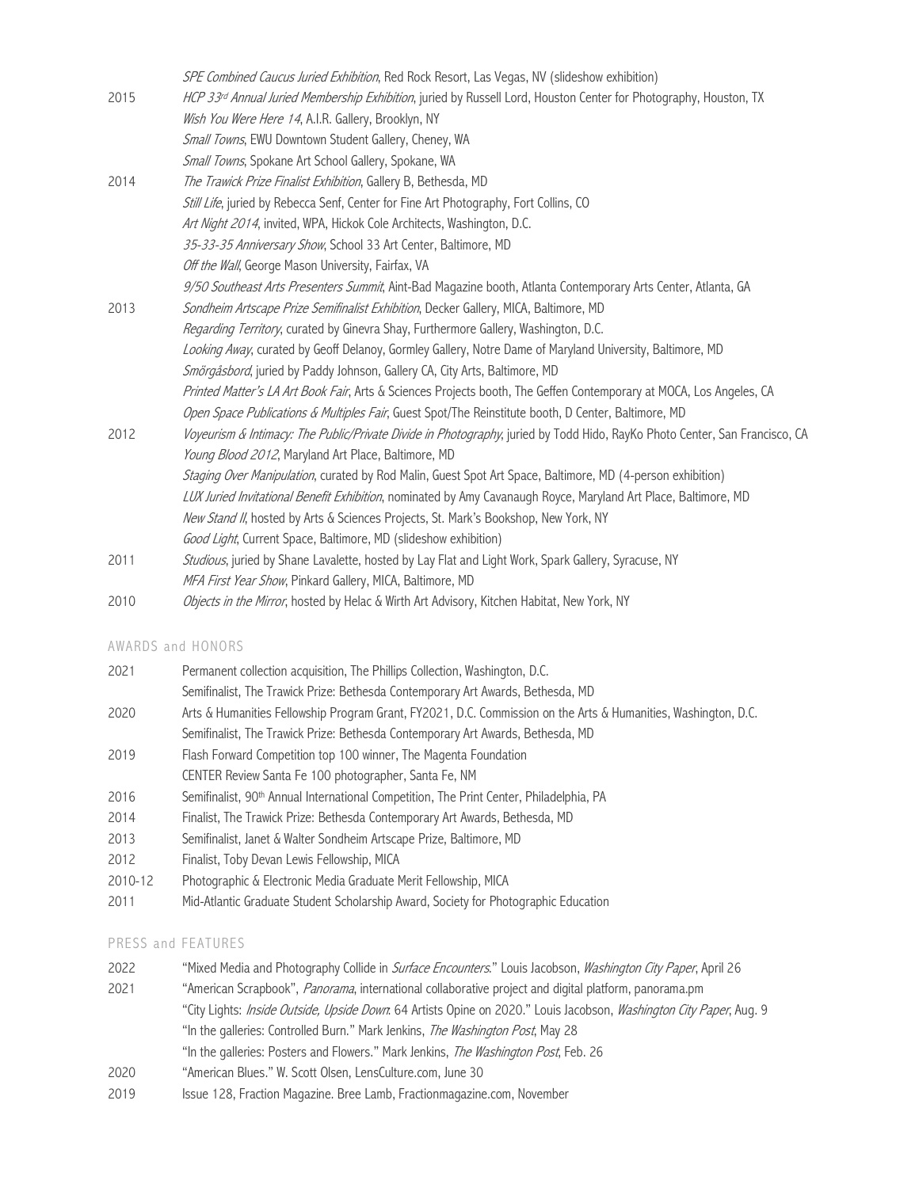| | |
|---|---|
| | *SPE Combined Caucus Juried Exhibition*, Red Rock Resort, Las Vegas, NV (slideshow exhibition) |
| 2015 | *HCP 33rd Annual Juried Membership Exhibition*, juried by Russell Lord, Houston Center for Photography, Houston, TX |
| | *Wish You Were Here 14*, A.I.R. Gallery, Brooklyn, NY |
| | *Small Towns*, EWU Downtown Student Gallery, Cheney, WA |
| | *Small Towns*, Spokane Art School Gallery, Spokane, WA |
| 2014 | *The Trawick Prize Finalist Exhibition*, Gallery B, Bethesda, MD |
| | *Still Life*, juried by Rebecca Senf, Center for Fine Art Photography, Fort Collins, CO |
| | *Art Night 2014*, invited, WPA, Hickok Cole Architects, Washington, D.C. |
| | *35-33-35 Anniversary Show*, School 33 Art Center, Baltimore, MD |
| | *Off the Wall*, George Mason University, Fairfax, VA |
| | *9/50 Southeast Arts Presenters Summit*, Aint-Bad Magazine booth, Atlanta Contemporary Arts Center, Atlanta, GA |
| 2013 | *Sondheim Artscape Prize Semifinalist Exhibition*, Decker Gallery, MICA, Baltimore, MD |
| | *Regarding Territory*, curated by Ginevra Shay, Furthermore Gallery, Washington, D.C. |
| | *Looking Away*, curated by Geoff Delanoy, Gormley Gallery, Notre Dame of Maryland University, Baltimore, MD |
| | *Smörgåsbord*, juried by Paddy Johnson, Gallery CA, City Arts, Baltimore, MD |
| | *Printed Matter's LA Art Book Fair*, Arts & Sciences Projects booth, The Geffen Contemporary at MOCA, Los Angeles, CA |
| | *Open Space Publications & Multiples Fair*, Guest Spot/The Reinstitute booth, D Center, Baltimore, MD |
| 2012 | *Voyeurism & Intimacy: The Public/Private Divide in Photography*, juried by Todd Hido, RayKo Photo Center, San Francisco, CA |
| | *Young Blood 2012*, Maryland Art Place, Baltimore, MD |
| | *Staging Over Manipulation*, curated by Rod Malin, Guest Spot Art Space, Baltimore, MD (4-person exhibition) |
| | *LUX Juried Invitational Benefit Exhibition*, nominated by Amy Cavanaugh Royce, Maryland Art Place, Baltimore, MD |
| | *New Stand II*, hosted by Arts & Sciences Projects, St. Mark's Bookshop, New York, NY |
| | *Good Light*, Current Space, Baltimore, MD (slideshow exhibition) |
| 2011 | *Studious*, juried by Shane Lavalette, hosted by Lay Flat and Light Work, Spark Gallery, Syracuse, NY |
| | *MFA First Year Show*, Pinkard Gallery, MICA, Baltimore, MD |
| 2010 | *Objects in the Mirror*, hosted by Helac & Wirth Art Advisory, Kitchen Habitat, New York, NY |

## AWARDS and HONORS

| | |
|---|---|
| 2021 | Permanent collection acquisition, The Phillips Collection, Washington, D.C. |
| | Semifinalist, The Trawick Prize: Bethesda Contemporary Art Awards, Bethesda, MD |
| 2020 | Arts & Humanities Fellowship Program Grant, FY2021, D.C. Commission on the Arts & Humanities, Washington, D.C. |
| | Semifinalist, The Trawick Prize: Bethesda Contemporary Art Awards, Bethesda, MD |
| 2019 | Flash Forward Competition top 100 winner, The Magenta Foundation |
| | CENTER Review Santa Fe 100 photographer, Santa Fe, NM |
| 2016 | Semifinalist, 90th Annual International Competition, The Print Center, Philadelphia, PA |
| 2014 | Finalist, The Trawick Prize: Bethesda Contemporary Art Awards, Bethesda, MD |
| 2013 | Semifinalist, Janet & Walter Sondheim Artscape Prize, Baltimore, MD |
| 2012 | Finalist, Toby Devan Lewis Fellowship, MICA |
| 2010-12 | Photographic & Electronic Media Graduate Merit Fellowship, MICA |
| 2011 | Mid-Atlantic Graduate Student Scholarship Award, Society for Photographic Education |

## PRESS and FEATURES

| | |
|---|---|
| 2022 | "Mixed Media and Photography Collide in *Surface Encounters*." Louis Jacobson, *Washington City Paper*, April 26 |
| 2021 | "American Scrapbook", *Panorama*, international collaborative project and digital platform, panorama.pm |
| | "City Lights: *Inside Outside, Upside Down*: 64 Artists Opine on 2020." Louis Jacobson, *Washington City Paper*, Aug. 9 |
| | "In the galleries: Controlled Burn." Mark Jenkins, *The Washington Post*, May 28 |
| | "In the galleries: Posters and Flowers." Mark Jenkins, *The Washington Post*, Feb. 26 |
| 2020 | "American Blues." W. Scott Olsen, LensCulture.com, June 30 |
| 2019 | Issue 128, Fraction Magazine. Bree Lamb, Fractionmagazine.com, November |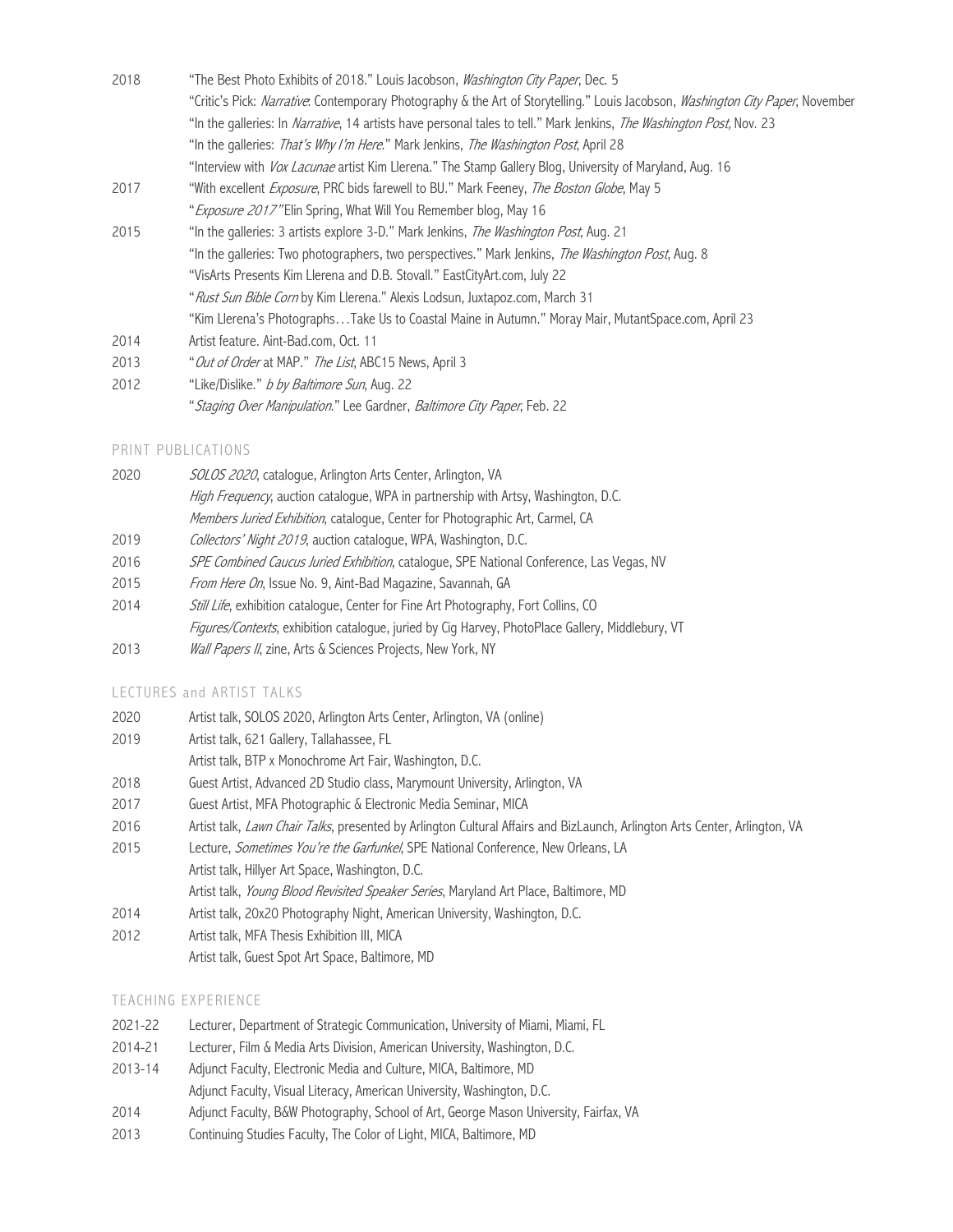| | |
|---|---|
| 2018 | "The Best Photo Exhibits of 2018." Louis Jacobson, *Washington City Paper*, Dec. 5 |
| | "Critic's Pick: *Narrative*: Contemporary Photography & the Art of Storytelling." Louis Jacobson, *Washington City Paper*, November |
| | "In the galleries: In *Narrative*, 14 artists have personal tales to tell." Mark Jenkins, *The Washington Post,* Nov. 23 |
| | "In the galleries: *That's Why I'm Here*." Mark Jenkins, *The Washington Post*, April 28 |
| | "Interview with *Vox Lacunae* artist Kim Llerena." The Stamp Gallery Blog, University of Maryland, Aug. 16 |
| 2017 | "With excellent *Exposure*, PRC bids farewell to BU." Mark Feeney, *The Boston Globe*, May 5 |
| | "*Exposure 2017*" Elin Spring, What Will You Remember blog, May 16 |
| 2015 | "In the galleries: 3 artists explore 3-D." Mark Jenkins, *The Washington Post*, Aug. 21 |
| | "In the galleries: Two photographers, two perspectives." Mark Jenkins, *The Washington Post*, Aug. 8 |
| | "VisArts Presents Kim Llerena and D.B. Stovall." EastCityArt.com, July 22 |
| | "*Rust Sun Bible Corn* by Kim Llerena." Alexis Lodsun, Juxtapoz.com, March 31 |
| | "Kim Llerena's Photographs…Take Us to Coastal Maine in Autumn." Moray Mair, MutantSpace.com, April 23 |
| 2014 | Artist feature. Aint-Bad.com, Oct. 11 |
| 2013 | "*Out of Order* at MAP." *The List*, ABC15 News, April 3 |
| 2012 | "Like/Dislike." *b by Baltimore Sun*, Aug. 22 |
| | "*Staging Over Manipulation*." Lee Gardner, *Baltimore City Paper*, Feb. 22 |

## PRINT PUBLICATIONS

| | |
|---|---|
| 2020 | *SOLOS 2020*, catalogue, Arlington Arts Center, Arlington, VA |
| | *High Frequency*, auction catalogue, WPA in partnership with Artsy, Washington, D.C. |
| | *Members Juried Exhibition*, catalogue, Center for Photographic Art, Carmel, CA |
| 2019 | *Collectors' Night 2019*, auction catalogue, WPA, Washington, D.C. |
| 2016 | *SPE Combined Caucus Juried Exhibition*, catalogue, SPE National Conference, Las Vegas, NV |
| 2015 | *From Here On*, Issue No. 9, Aint-Bad Magazine, Savannah, GA |
| 2014 | *Still Life*, exhibition catalogue, Center for Fine Art Photography, Fort Collins, CO |
| | *Figures/Contexts*, exhibition catalogue, juried by Cig Harvey, PhotoPlace Gallery, Middlebury, VT |
| 2013 | *Wall Papers II*, zine, Arts & Sciences Projects, New York, NY |

## LECTURES and ARTIST TALKS

| | |
|---|---|
| 2020 | Artist talk, SOLOS 2020, Arlington Arts Center, Arlington, VA (online) |
| 2019 | Artist talk, 621 Gallery, Tallahassee, FL |
| | Artist talk, BTP x Monochrome Art Fair, Washington, D.C. |
| 2018 | Guest Artist, Advanced 2D Studio class, Marymount University, Arlington, VA |
| 2017 | Guest Artist, MFA Photographic & Electronic Media Seminar, MICA |
| 2016 | Artist talk, *Lawn Chair Talks*, presented by Arlington Cultural Affairs and BizLaunch, Arlington Arts Center, Arlington, VA |
| 2015 | Lecture, *Sometimes You're the Garfunkel*, SPE National Conference, New Orleans, LA |
| | Artist talk, Hillyer Art Space, Washington, D.C. |
| | Artist talk, *Young Blood Revisited Speaker Series*, Maryland Art Place, Baltimore, MD |
| 2014 | Artist talk, 20x20 Photography Night, American University, Washington, D.C. |
| 2012 | Artist talk, MFA Thesis Exhibition III, MICA |
| | Artist talk, Guest Spot Art Space, Baltimore, MD |

## TEACHING EXPERIENCE

| | |
|---|---|
| 2021-22 | Lecturer, Department of Strategic Communication, University of Miami, Miami, FL |
| 2014-21 | Lecturer, Film & Media Arts Division, American University, Washington, D.C. |
| 2013-14 | Adjunct Faculty, Electronic Media and Culture, MICA, Baltimore, MD |
| | Adjunct Faculty, Visual Literacy, American University, Washington, D.C. |
| 2014 | Adjunct Faculty, B&W Photography, School of Art, George Mason University, Fairfax, VA |
| 2013 | Continuing Studies Faculty, The Color of Light, MICA, Baltimore, MD |